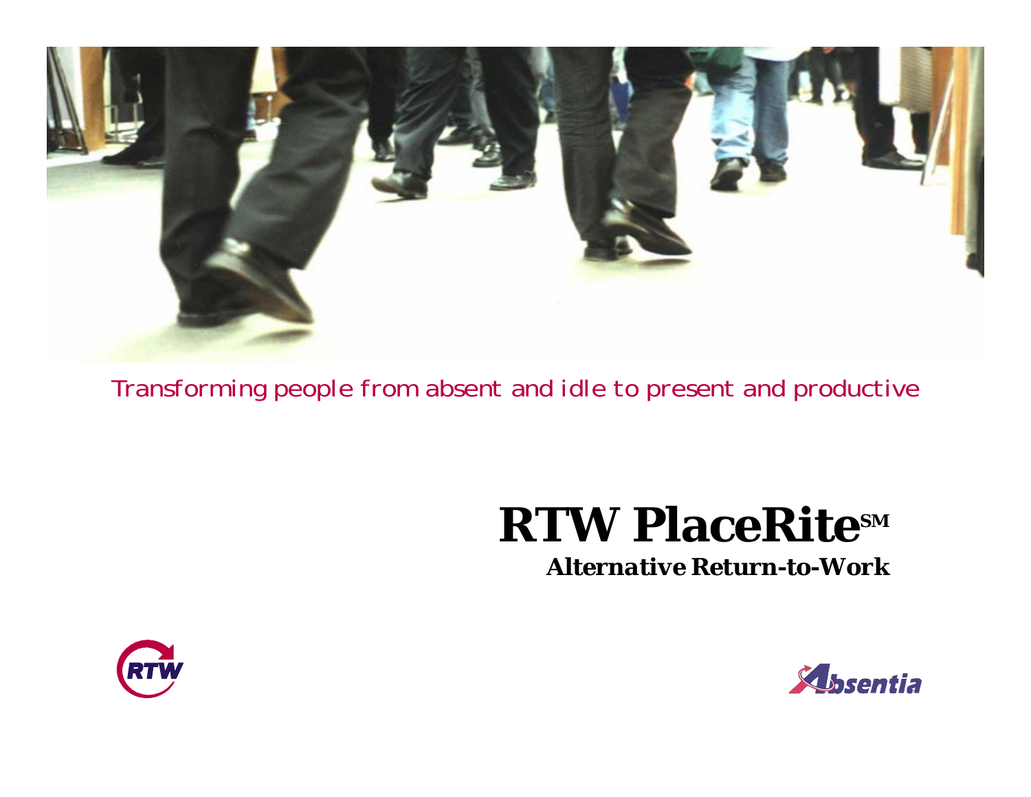*Transforming people from absent and idle to present and productive*

# RTW PlaceRite℠

**Alternative Return-to-Work**

RTW

Absentia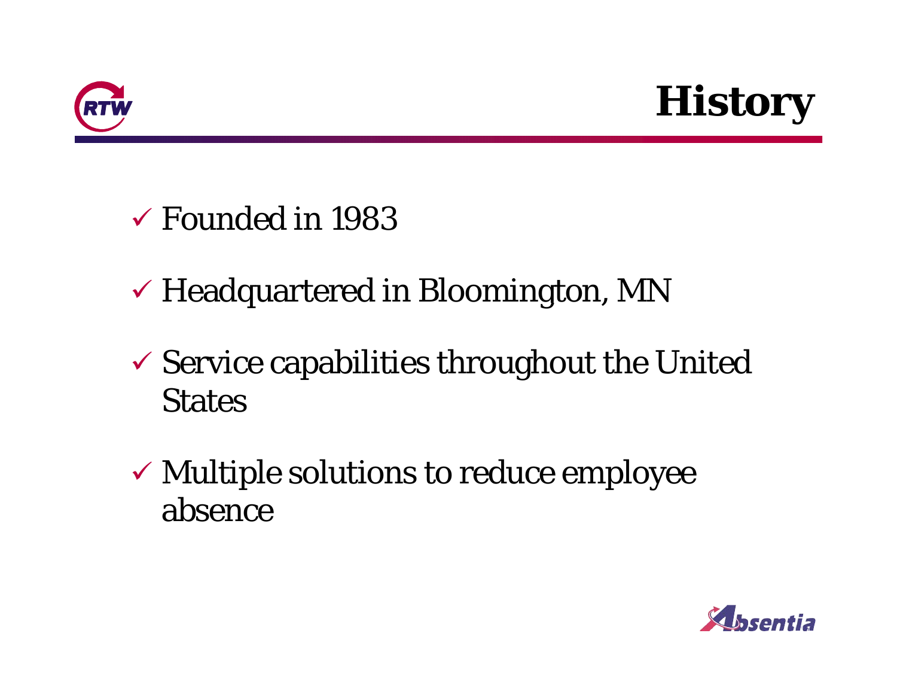# History

- ✓ Founded in 1983
- ✓ Headquartered in Bloomington, MN
- ✓ Service capabilities throughout the United States
- ✓ Multiple solutions to reduce employee absence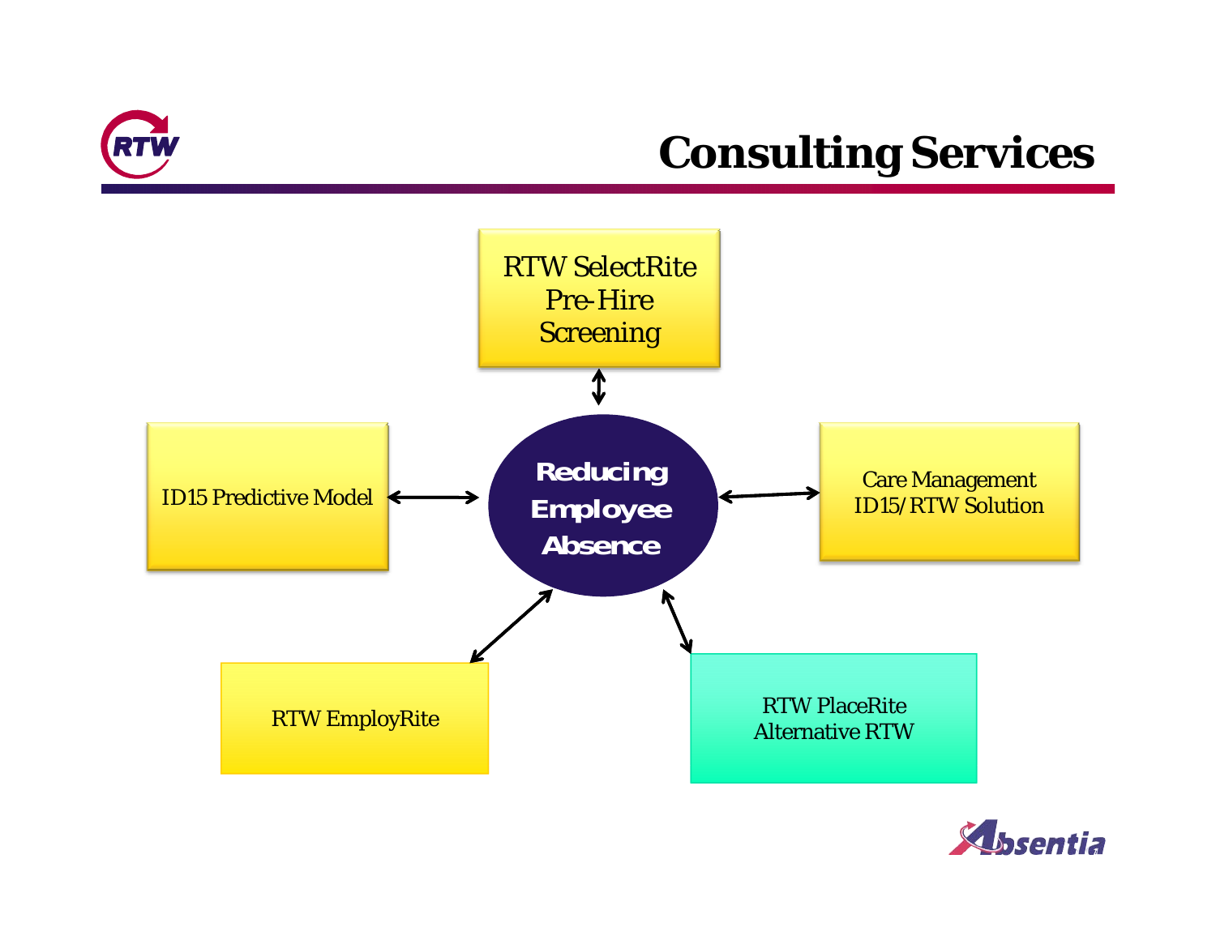# Consulting Services

- Reducing Employee Absence
  - RTW SelectRite Pre-Hire Screening
  - ID15 Predictive Model
  - Care Management ID15/RTW Solution
  - RTW EmployRite
  - RTW PlaceRite Alternative RTW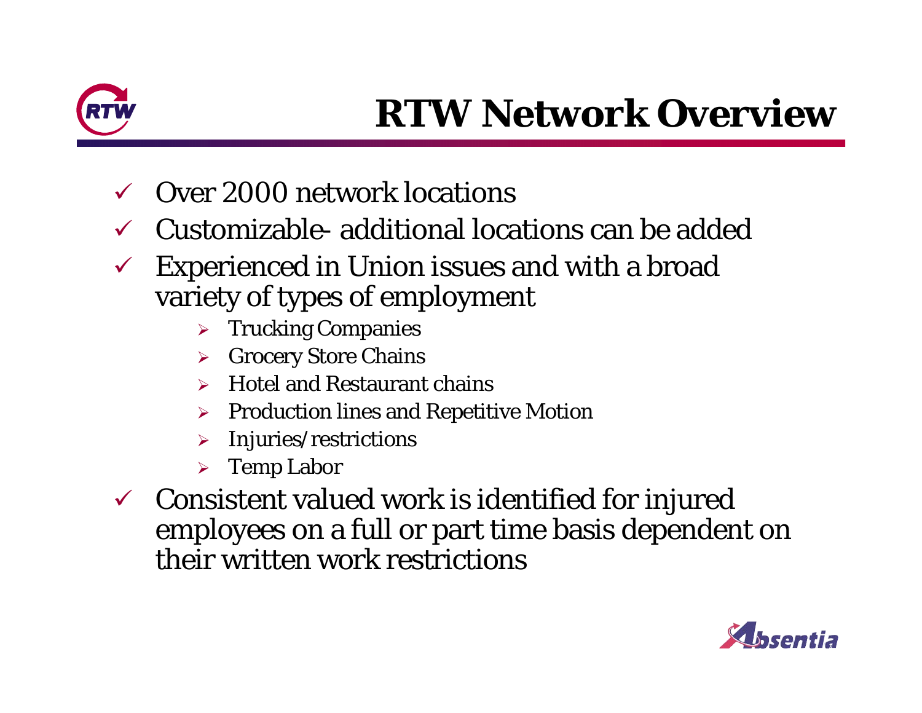# RTW Network Overview

- Over 2000 network locations
- Customizable- additional locations can be added
- Experienced in Union issues and with a broad variety of types of employment
  - Trucking Companies
  - Grocery Store Chains
  - Hotel and Restaurant chains
  - Production lines and Repetitive Motion
  - Injuries/restrictions
  - Temp Labor
- Consistent valued work is identified for injured employees on a full or part time basis dependent on their written work restrictions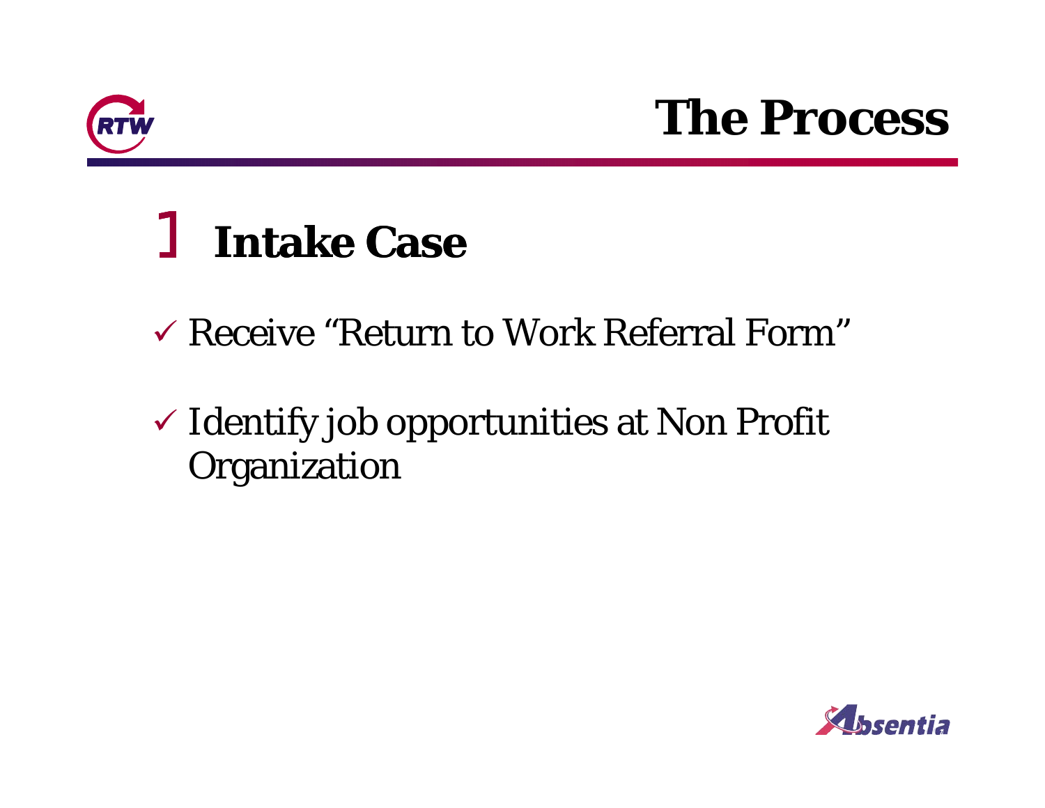# The Process

## Intake Case

- ✓ Receive “Return to Work Referral Form”
- ✓ Identify job opportunities at Non Profit Organization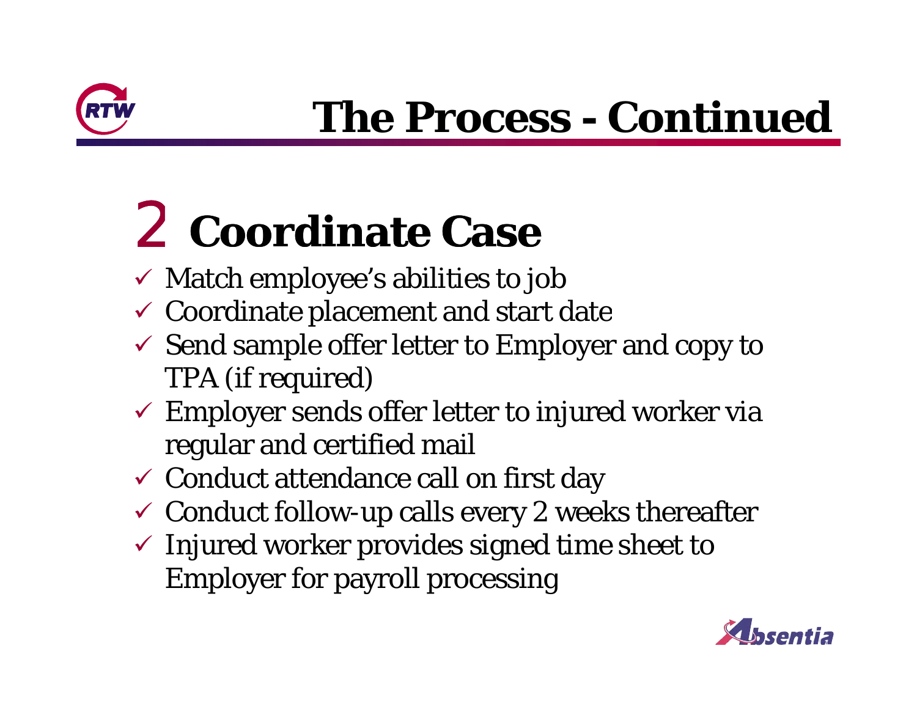# The Process - Continued

## 2 Coordinate Case

- ✓ Match employee's abilities to job
- ✓ Coordinate placement and start date
- ✓ Send sample offer letter to Employer and copy to TPA (if required)
- ✓ Employer sends offer letter to injured worker via regular and certified mail
- ✓ Conduct attendance call on first day
- ✓ Conduct follow-up calls every 2 weeks thereafter
- ✓ Injured worker provides signed time sheet to Employer for payroll processing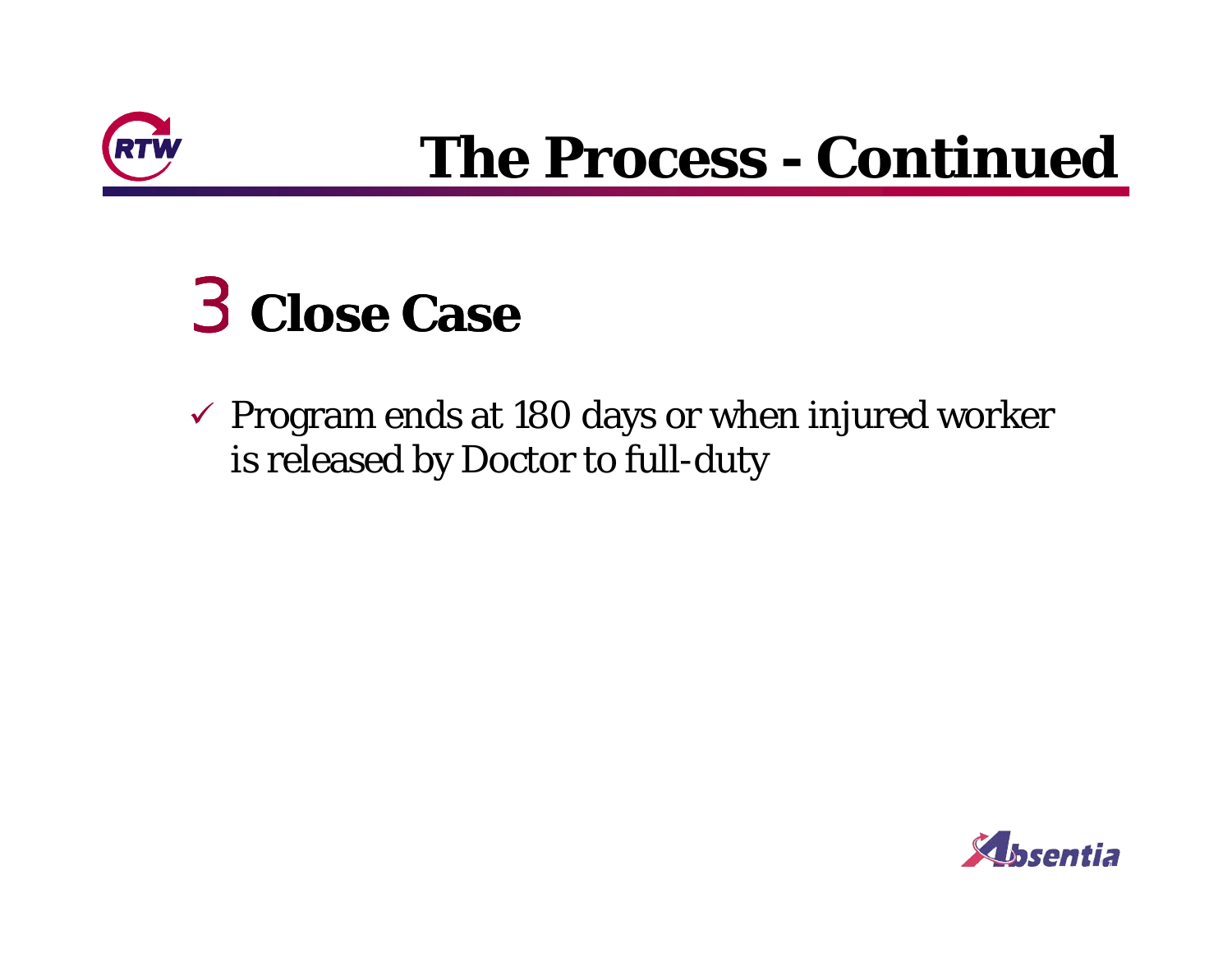# The Process - Continued

## 3 Close Case

- ✓ Program ends at 180 days or when injured worker is released by Doctor to full-duty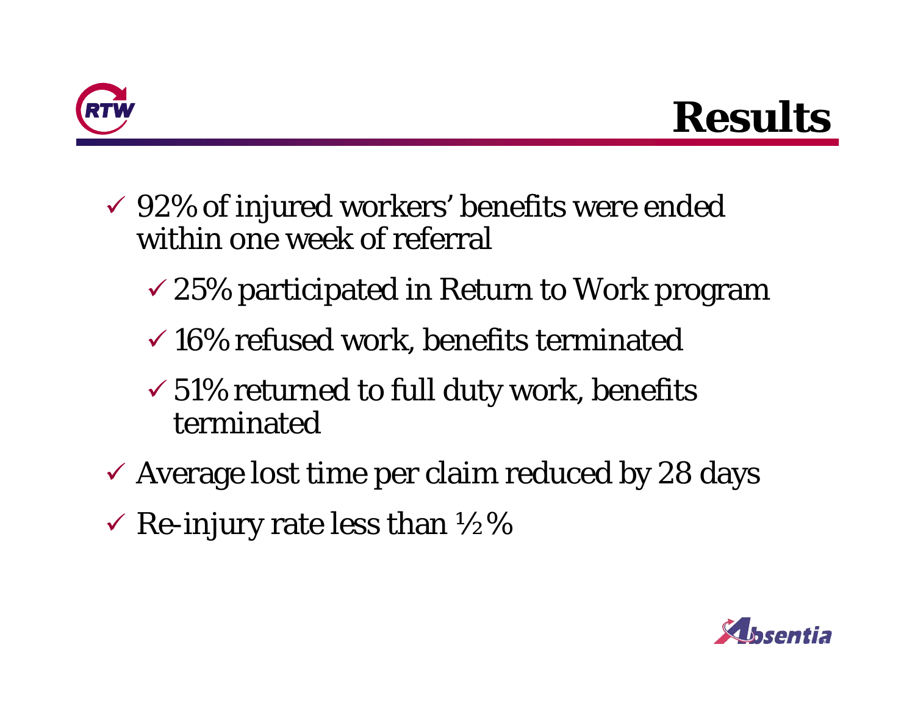# Results

- ✓ 92% of injured workers' benefits were ended within one week of referral
  - ✓ 25% participated in Return to Work program
  - ✓ 16% refused work, benefits terminated
  - ✓ 51% returned to full duty work, benefits terminated
- ✓ Average lost time per claim reduced by 28 days
- ✓ Re-injury rate less than ½%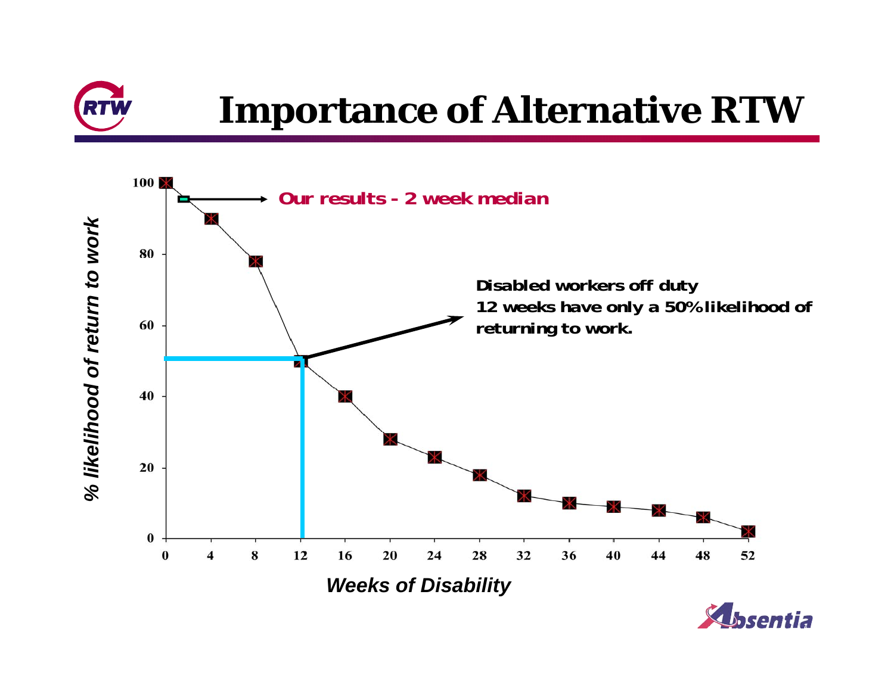# Importance of Alternative RTW

% likelihood of return to work

100
80
60
40
20
0

0 4 8 12 16 20 24 28 32 36 40 44 48 52

*Weeks of Disability*

**Our results - 2 week median**

**Disabled workers off duty 12 weeks have only a 50% likelihood of returning to work.**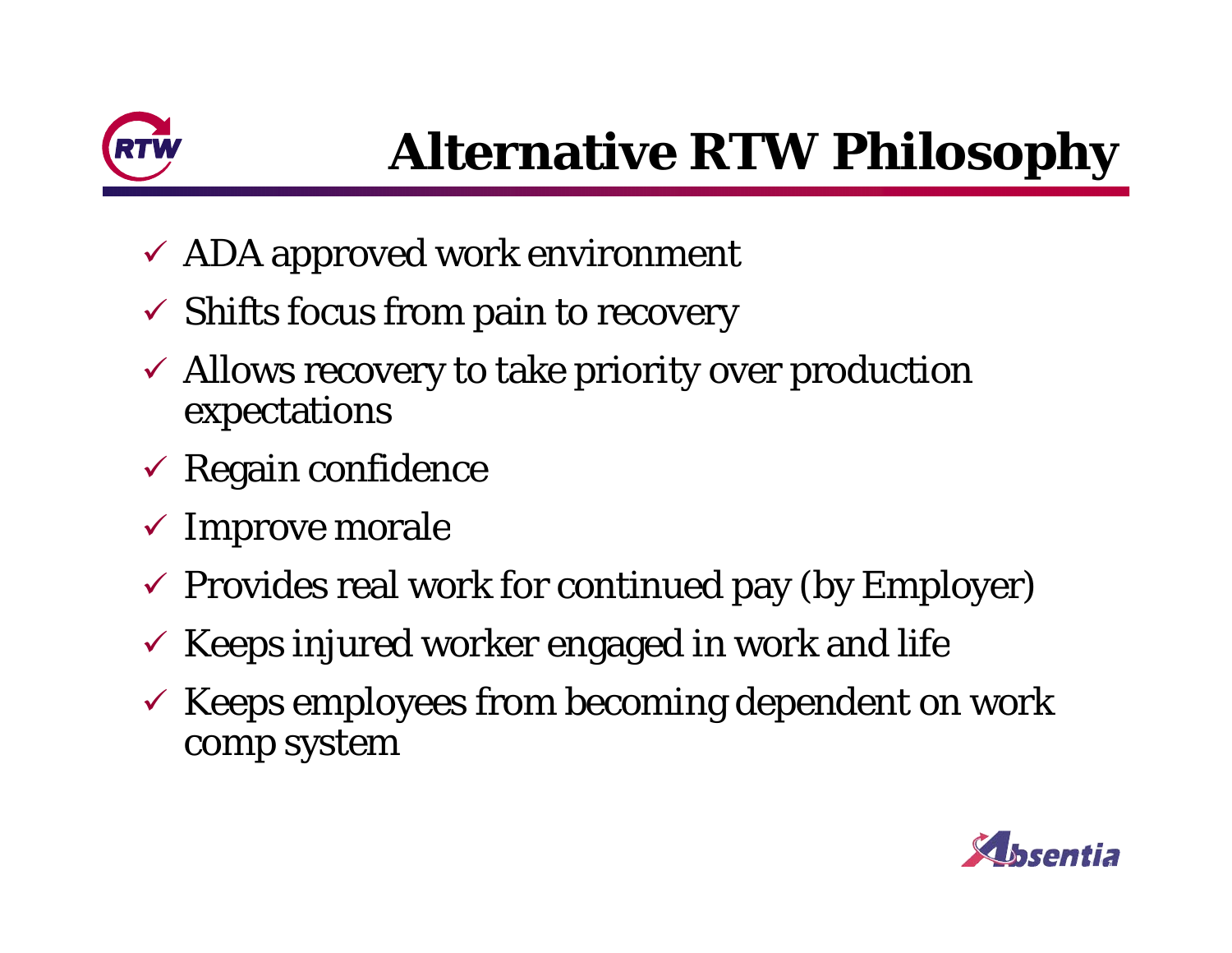# Alternative RTW Philosophy

- ✓ ADA approved work environment
- ✓ Shifts focus from pain to recovery
- ✓ Allows recovery to take priority over production expectations
- ✓ Regain confidence
- ✓ Improve morale
- ✓ Provides real work for continued pay (by Employer)
- ✓ Keeps injured worker engaged in work and life
- ✓ Keeps employees from becoming dependent on work comp system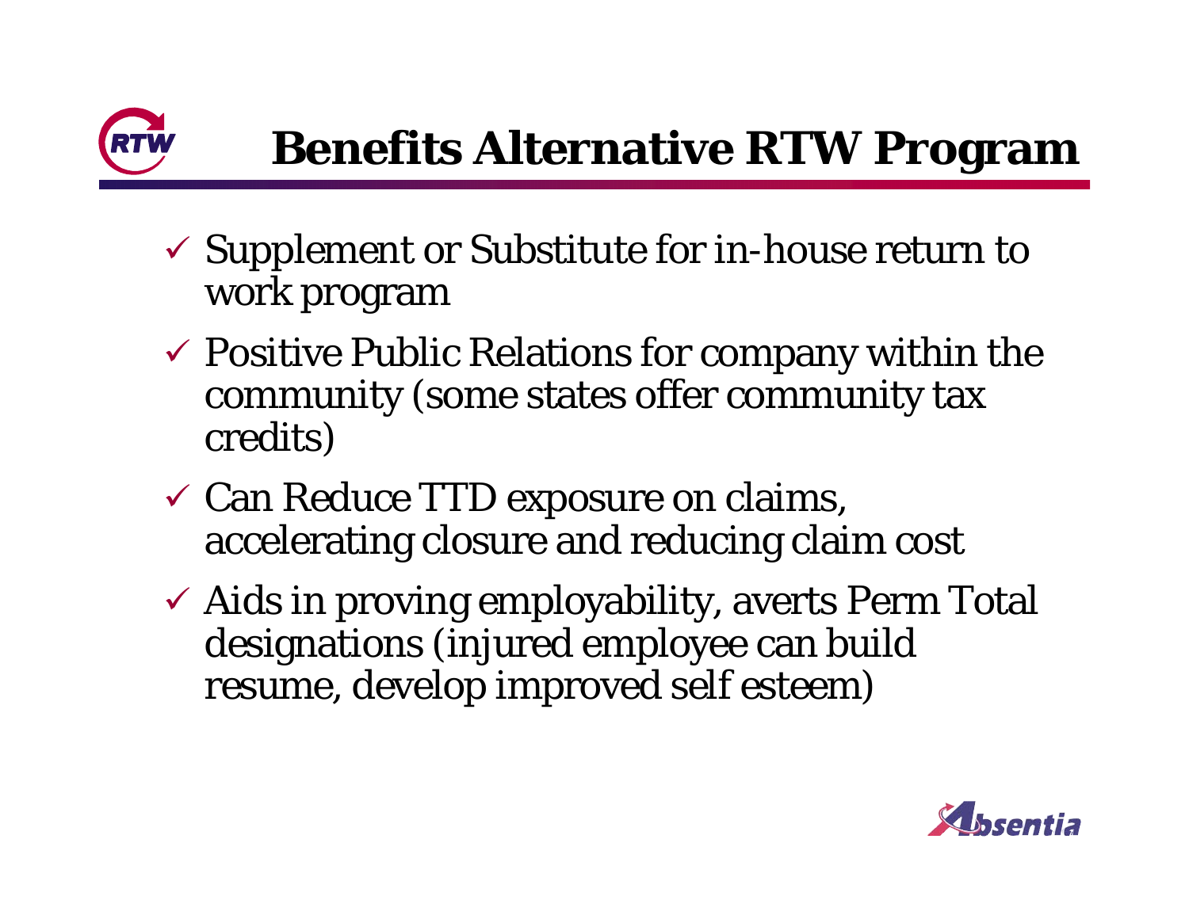# Benefits Alternative RTW Program

- ✓ Supplement or Substitute for in-house return to work program
- ✓ Positive Public Relations for company within the community (some states offer community tax credits)
- ✓ Can Reduce TTD exposure on claims, accelerating closure and reducing claim cost
- ✓ Aids in proving employability, averts Perm Total designations (injured employee can build resume, develop improved self esteem)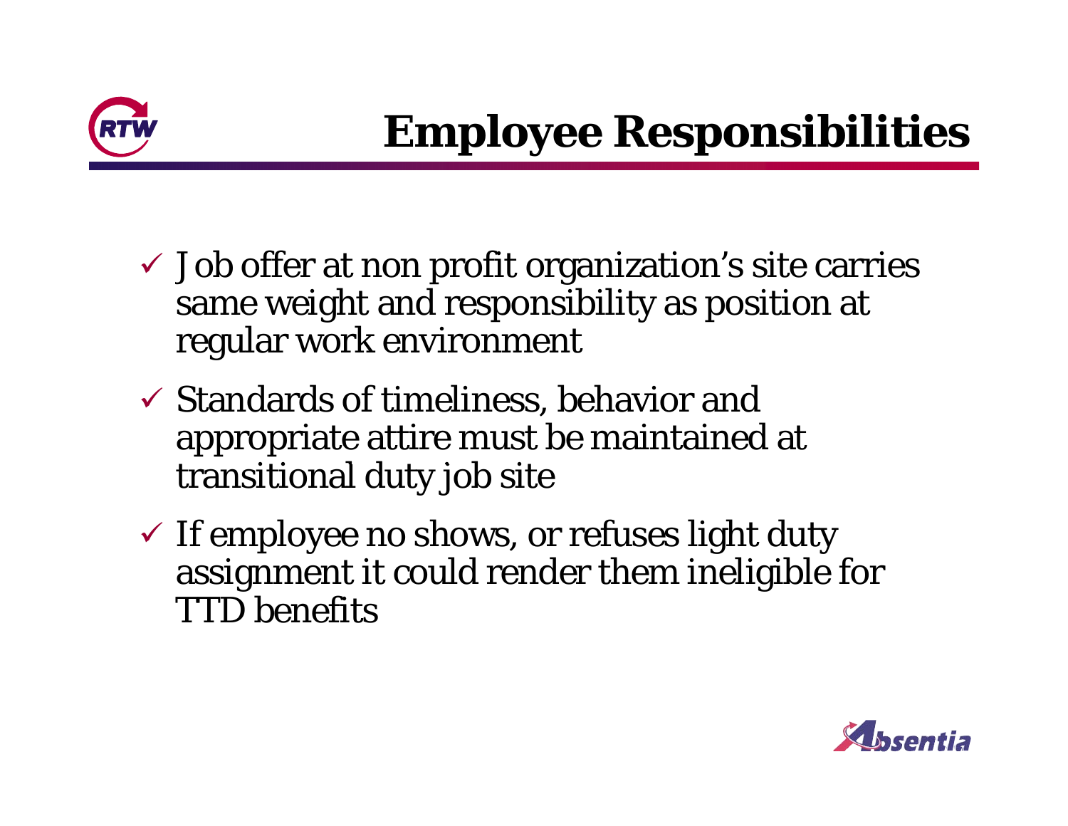# Employee Responsibilities

- Job offer at non profit organization's site carries same weight and responsibility as position at regular work environment
- Standards of timeliness, behavior and appropriate attire must be maintained at transitional duty job site
- If employee no shows, or refuses light duty assignment it could render them ineligible for TTD benefits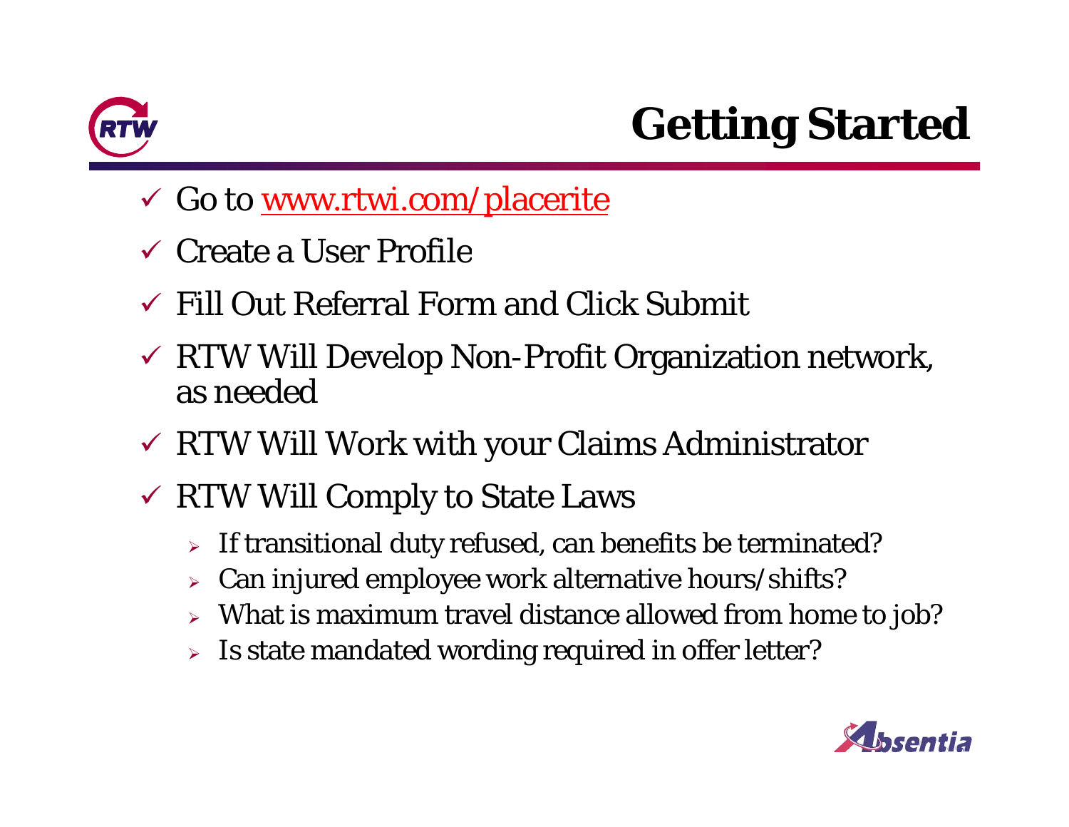# Getting Started

- ✓ Go to www.rtwi.com/placerite
- ✓ Create a User Profile
- ✓ Fill Out Referral Form and Click Submit
- ✓ RTW Will Develop Non-Profit Organization network, as needed
- ✓ RTW Will Work with your Claims Administrator
- ✓ RTW Will Comply to State Laws
  - If transitional duty refused, can benefits be terminated?
  - Can injured employee work alternative hours/shifts?
  - What is maximum travel distance allowed from home to job?
  - Is state mandated wording required in offer letter?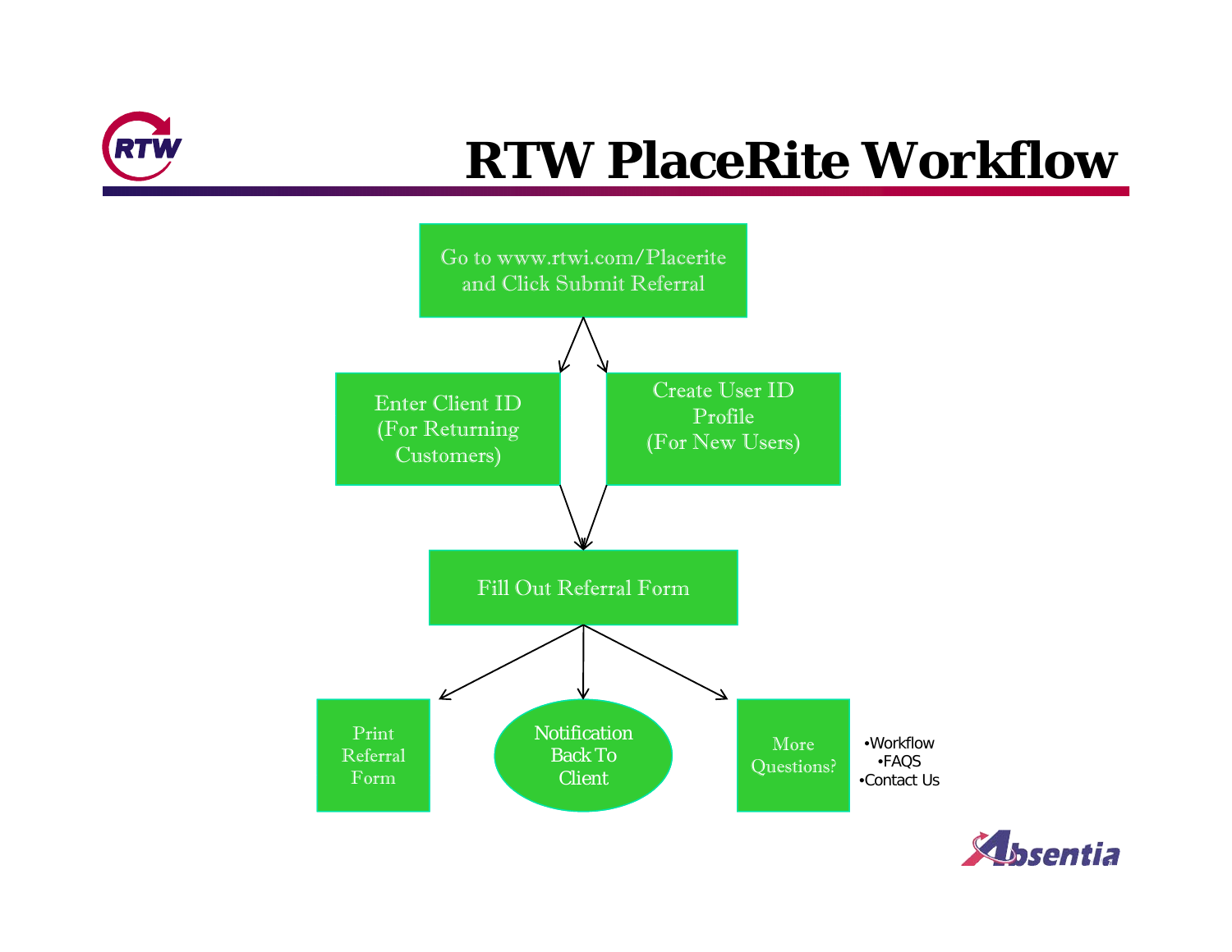# RTW PlaceRite Workflow

Go to www.rtwi.com/Placerite and Click Submit Referral

Enter Client ID (For Returning Customers)

Create User ID Profile (For New Users)

Fill Out Referral Form

Print Referral Form

Notification Back To Client

More Questions?

- Workflow
- FAQS
- Contact Us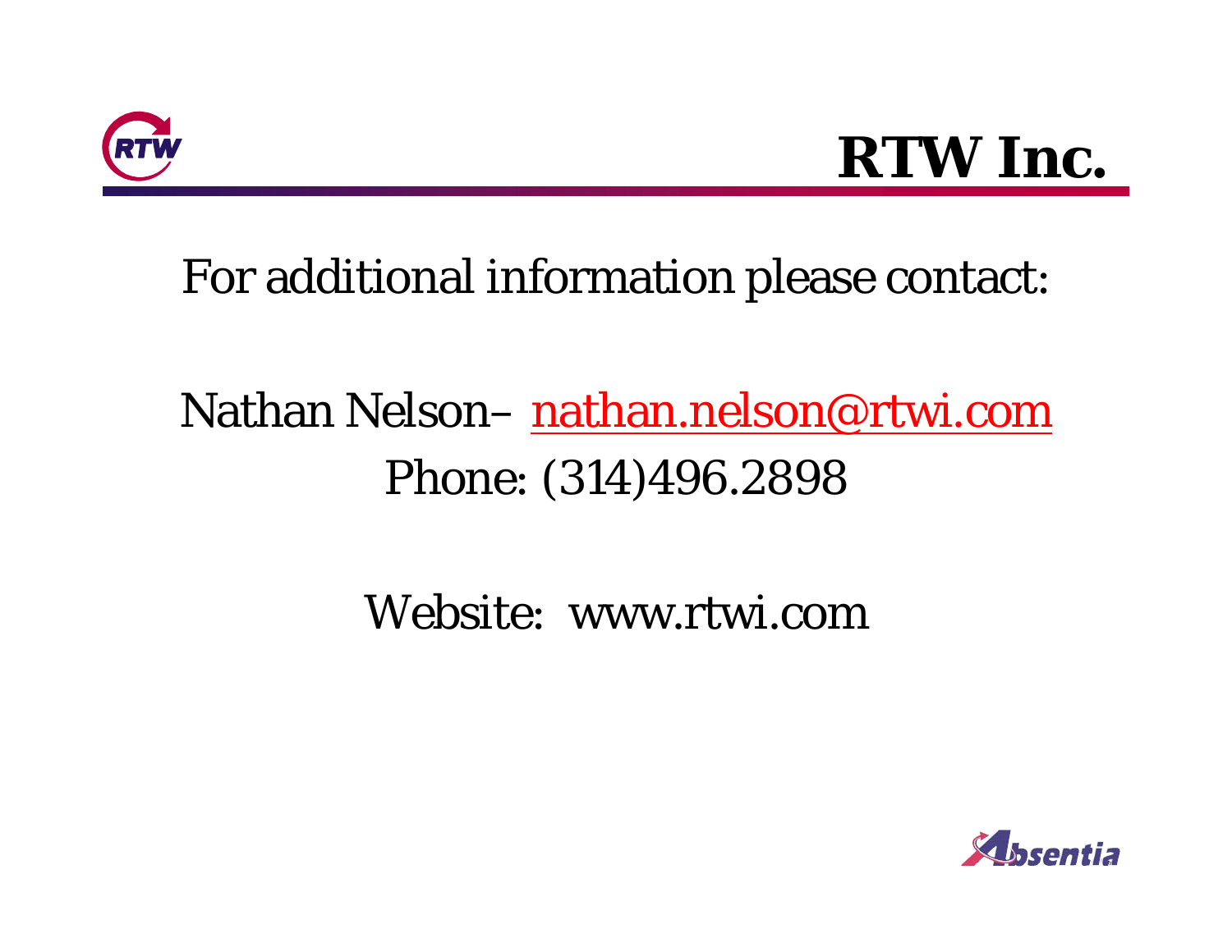# RTW Inc.

For additional information please contact:

Nathan Nelson– nathan.nelson@rtwi.com

Phone: (314)496.2898

Website: www.rtwi.com